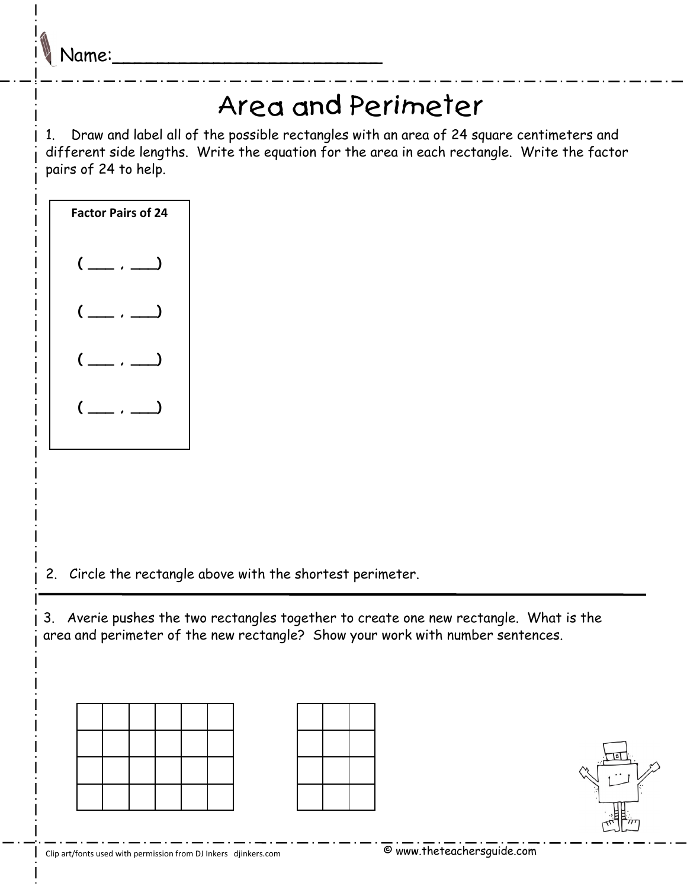Name:_________________________

# Area and Perimeter

1. Draw and label all of the possible rectangles with an area of 24 square centimeters and different side lengths. Write the equation for the area in each rectangle. Write the factor pairs of 24 to help.

**Factor Pairs of 24**

( ___ , ___)

( ___ , ___)

( ___ , ___)

( ___ , ___)

2. Circle the rectangle above with the shortest perimeter.

3. Averie pushes the two rectangles together to create one new rectangle. What is the area and perimeter of the new rectangle? Show your work with number sentences.

|  |  |  |  |  |  |
|---|---|---|---|---|---|
|  |  |  |  |  |  |
|  |  |  |  |  |  |
|  |  |  |  |  |  |

|  |  |  |
|---|---|---|
|  |  |  |
|  |  |  |
|  |  |  |

Clip art/fonts used with permission from DJ Inkers djinkers.com

© www.theteachersguide.com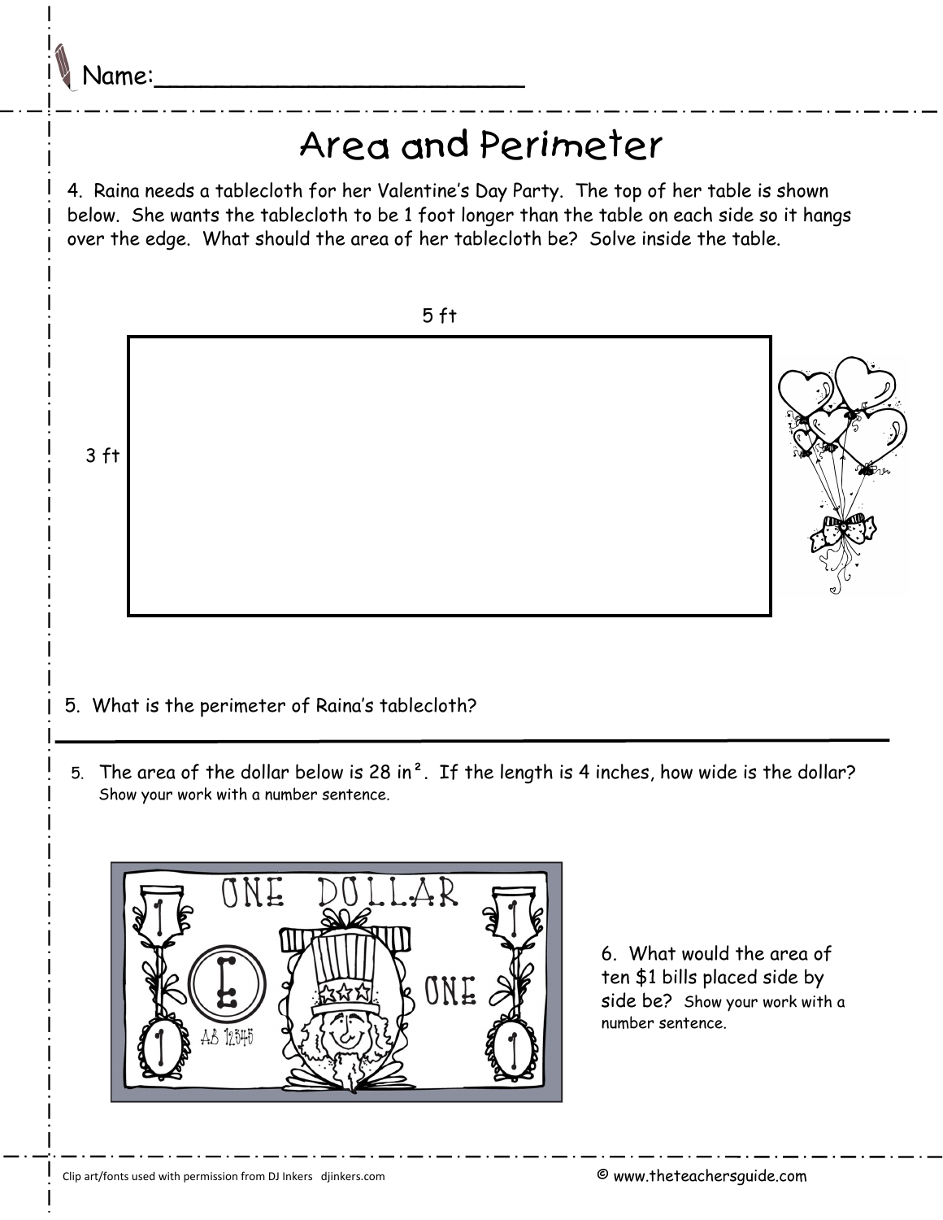Name:__________________________

# Area and Perimeter

4. Raina needs a tablecloth for her Valentine's Day Party. The top of her table is shown below. She wants the tablecloth to be 1 foot longer than the table on each side so it hangs over the edge. What should the area of her tablecloth be? Solve inside the table.

5 ft

3 ft

5. What is the perimeter of Raina's tablecloth?

5. The area of the dollar below is 28 $in^2$. If the length is 4 inches, how wide is the dollar? Show your work with a number sentence.

ONE DOLLAR

ONE

AB 12345

6. What would the area of ten $1 bills placed side by side be? Show your work with a number sentence.

Clip art/fonts used with permission from DJ Inkers djinkers.com

© www.theteachersguide.com